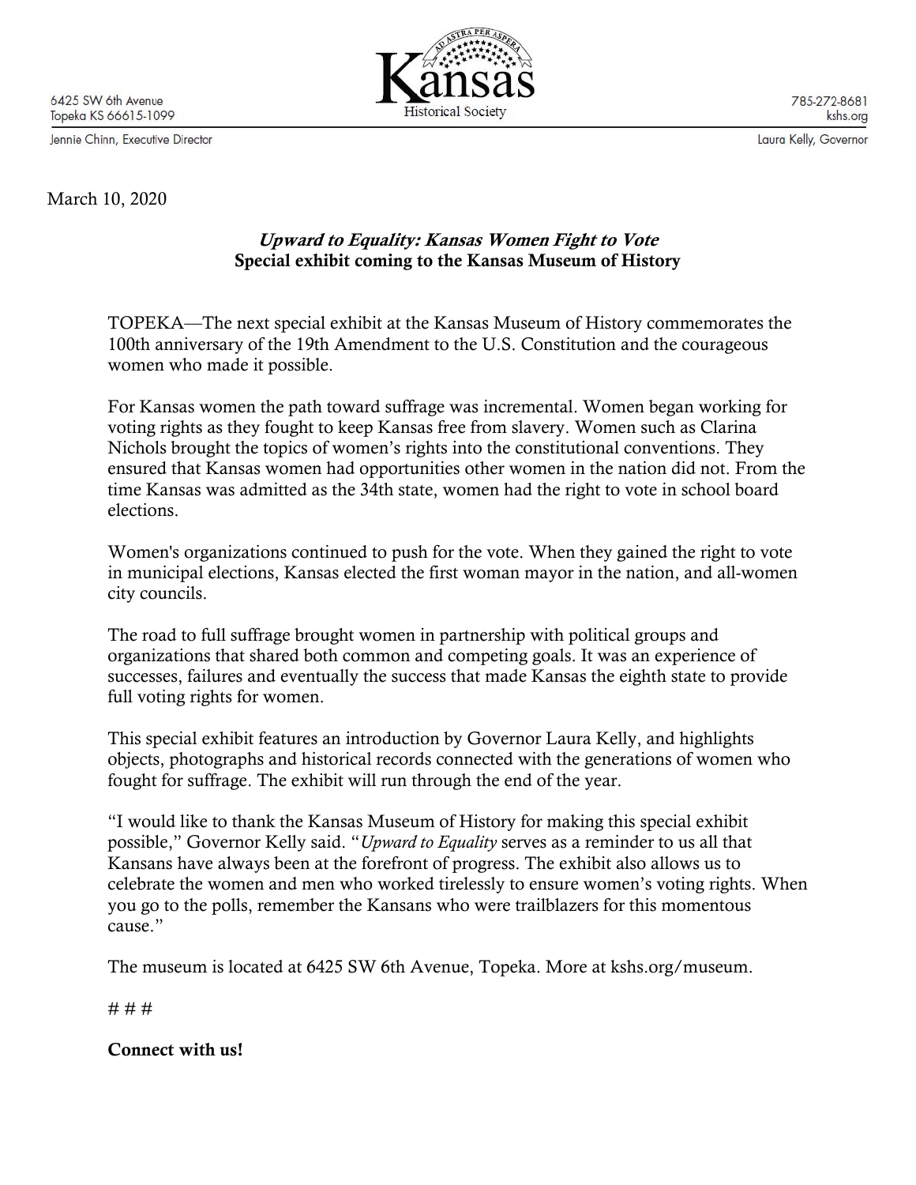6425 SW 6th Avenue
Topeka KS 66615-1099

Jennie Chinn, Executive Director

Kansas Historical Society

785-272-8681
kshs.org

Laura Kelly, Governor

March 10, 2020

## *Upward to Equality: Kansas Women Fight to Vote*
## Special exhibit coming to the Kansas Museum of History

TOPEKA—The next special exhibit at the Kansas Museum of History commemorates the 100th anniversary of the 19th Amendment to the U.S. Constitution and the courageous women who made it possible.

For Kansas women the path toward suffrage was incremental. Women began working for voting rights as they fought to keep Kansas free from slavery. Women such as Clarina Nichols brought the topics of women's rights into the constitutional conventions. They ensured that Kansas women had opportunities other women in the nation did not. From the time Kansas was admitted as the 34th state, women had the right to vote in school board elections.

Women's organizations continued to push for the vote. When they gained the right to vote in municipal elections, Kansas elected the first woman mayor in the nation, and all-women city councils.

The road to full suffrage brought women in partnership with political groups and organizations that shared both common and competing goals. It was an experience of successes, failures and eventually the success that made Kansas the eighth state to provide full voting rights for women.

This special exhibit features an introduction by Governor Laura Kelly, and highlights objects, photographs and historical records connected with the generations of women who fought for suffrage. The exhibit will run through the end of the year.

"I would like to thank the Kansas Museum of History for making this special exhibit possible," Governor Kelly said. "*Upward to Equality* serves as a reminder to us all that Kansans have always been at the forefront of progress. The exhibit also allows us to celebrate the women and men who worked tirelessly to ensure women's voting rights. When you go to the polls, remember the Kansans who were trailblazers for this momentous cause."

The museum is located at 6425 SW 6th Avenue, Topeka. More at kshs.org/museum.

# # #

**Connect with us!**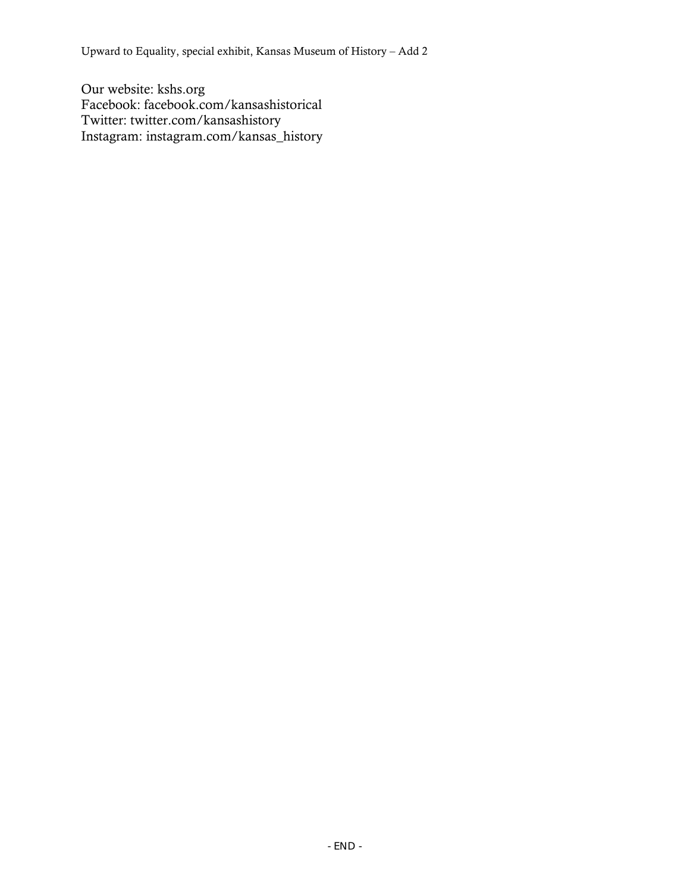Our website: kshs.org
Facebook: facebook.com/kansashistorical
Twitter: twitter.com/kansashistory
Instagram: instagram.com/kansas_history

- END -